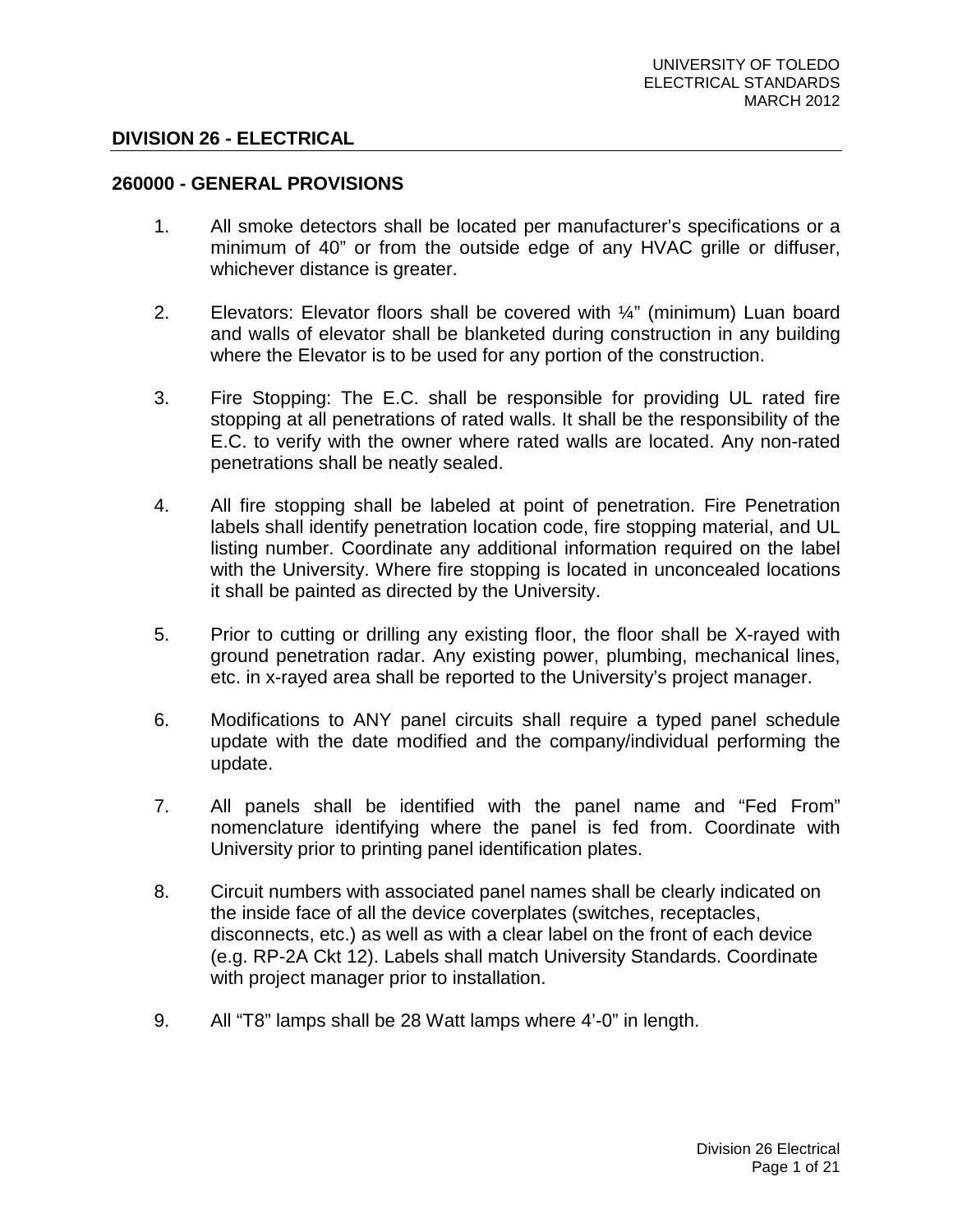## DIVISION 26 - ELECTRICAL

### 260000 - GENERAL PROVISIONS

1. All smoke detectors shall be located per manufacturer's specifications or a minimum of 40" or from the outside edge of any HVAC grille or diffuser, whichever distance is greater.

2. Elevators: Elevator floors shall be covered with ¼" (minimum) Luan board and walls of elevator shall be blanketed during construction in any building where the Elevator is to be used for any portion of the construction.

3. Fire Stopping: The E.C. shall be responsible for providing UL rated fire stopping at all penetrations of rated walls. It shall be the responsibility of the E.C. to verify with the owner where rated walls are located. Any non-rated penetrations shall be neatly sealed.

4. All fire stopping shall be labeled at point of penetration. Fire Penetration labels shall identify penetration location code, fire stopping material, and UL listing number. Coordinate any additional information required on the label with the University. Where fire stopping is located in unconcealed locations it shall be painted as directed by the University.

5. Prior to cutting or drilling any existing floor, the floor shall be X-rayed with ground penetration radar. Any existing power, plumbing, mechanical lines, etc. in x-rayed area shall be reported to the University's project manager.

6. Modifications to ANY panel circuits shall require a typed panel schedule update with the date modified and the company/individual performing the update.

7. All panels shall be identified with the panel name and "Fed From" nomenclature identifying where the panel is fed from. Coordinate with University prior to printing panel identification plates.

8. Circuit numbers with associated panel names shall be clearly indicated on the inside face of all the device coverplates (switches, receptacles, disconnects, etc.) as well as with a clear label on the front of each device (e.g. RP-2A Ckt 12). Labels shall match University Standards. Coordinate with project manager prior to installation.

9. All "T8" lamps shall be 28 Watt lamps where 4'-0" in length.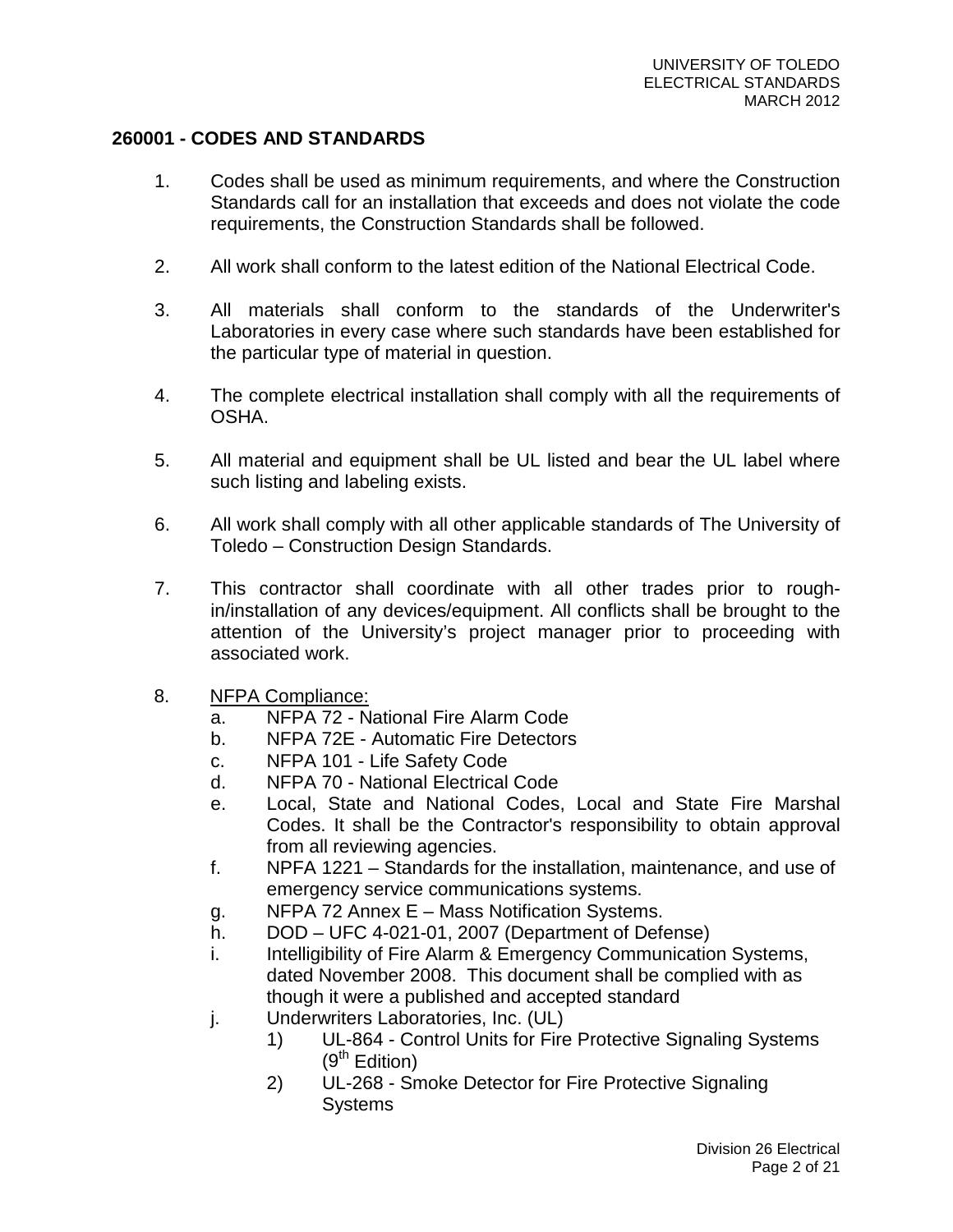## 260001 - CODES AND STANDARDS

1. Codes shall be used as minimum requirements, and where the Construction Standards call for an installation that exceeds and does not violate the code requirements, the Construction Standards shall be followed.

2. All work shall conform to the latest edition of the National Electrical Code.

3. All materials shall conform to the standards of the Underwriter's Laboratories in every case where such standards have been established for the particular type of material in question.

4. The complete electrical installation shall comply with all the requirements of OSHA.

5. All material and equipment shall be UL listed and bear the UL label where such listing and labeling exists.

6. All work shall comply with all other applicable standards of The University of Toledo – Construction Design Standards.

7. This contractor shall coordinate with all other trades prior to rough-in/installation of any devices/equipment. All conflicts shall be brought to the attention of the University's project manager prior to proceeding with associated work.

8. <u>NFPA Compliance:</u>
   a. NFPA 72 - National Fire Alarm Code
   b. NFPA 72E - Automatic Fire Detectors
   c. NFPA 101 - Life Safety Code
   d. NFPA 70 - National Electrical Code
   e. Local, State and National Codes, Local and State Fire Marshal Codes. It shall be the Contractor's responsibility to obtain approval from all reviewing agencies.
   f. NPFA 1221 – Standards for the installation, maintenance, and use of emergency service communications systems.
   g. NFPA 72 Annex E – Mass Notification Systems.
   h. DOD – UFC 4-021-01, 2007 (Department of Defense)
   i. Intelligibility of Fire Alarm & Emergency Communication Systems, dated November 2008. This document shall be complied with as though it were a published and accepted standard
   j. Underwriters Laboratories, Inc. (UL)
      1) UL-864 - Control Units for Fire Protective Signaling Systems (9th Edition)
      2) UL-268 - Smoke Detector for Fire Protective Signaling Systems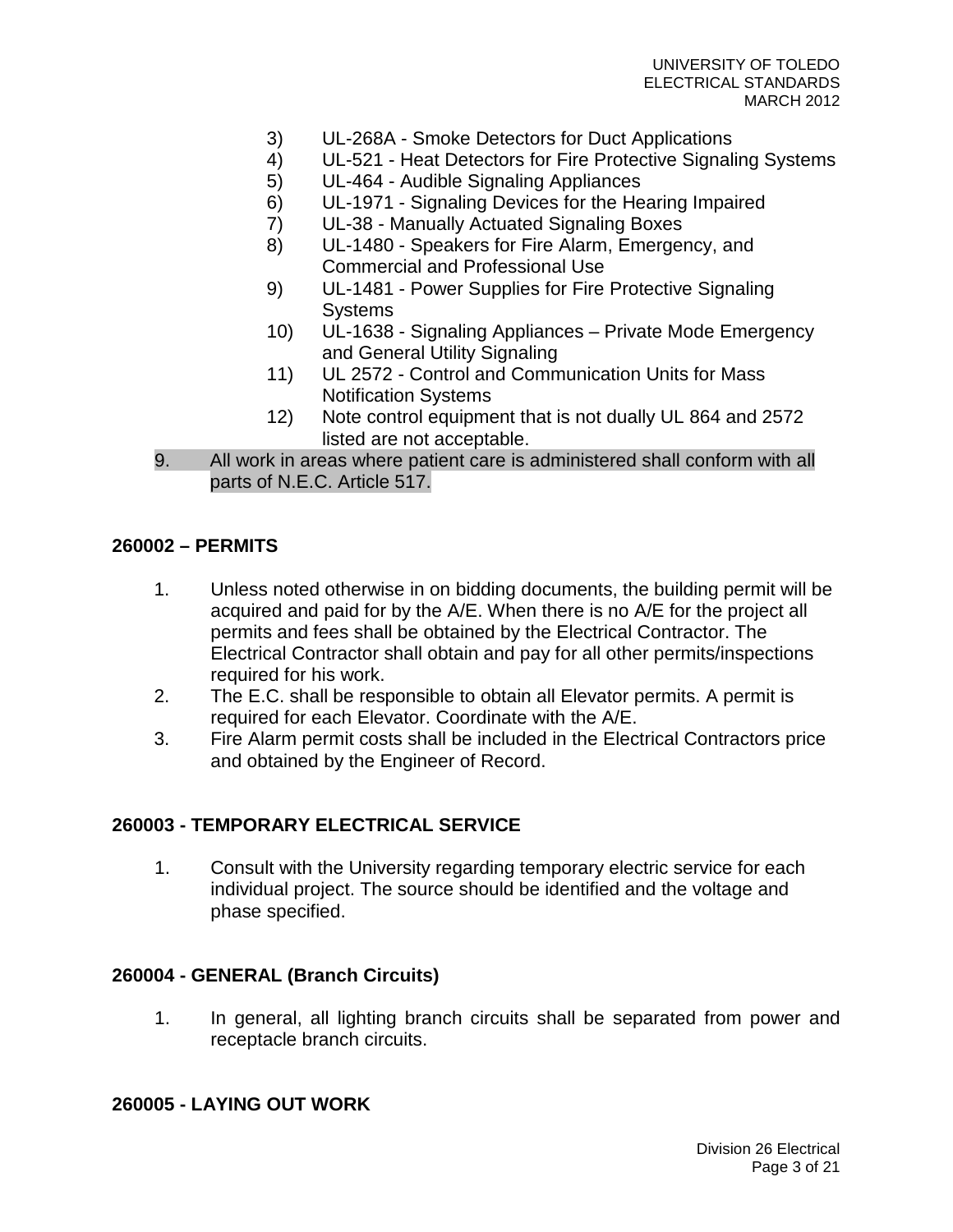3) UL-268A - Smoke Detectors for Duct Applications
4) UL-521 - Heat Detectors for Fire Protective Signaling Systems
5) UL-464 - Audible Signaling Appliances
6) UL-1971 - Signaling Devices for the Hearing Impaired
7) UL-38 - Manually Actuated Signaling Boxes
8) UL-1480 - Speakers for Fire Alarm, Emergency, and Commercial and Professional Use
9) UL-1481 - Power Supplies for Fire Protective Signaling Systems
10) UL-1638 - Signaling Appliances – Private Mode Emergency and General Utility Signaling
11) UL 2572 - Control and Communication Units for Mass Notification Systems
12) Note control equipment that is not dually UL 864 and 2572 listed are not acceptable.

9. All work in areas where patient care is administered shall conform with all parts of N.E.C. Article 517.

## 260002 – PERMITS

1. Unless noted otherwise in on bidding documents, the building permit will be acquired and paid for by the A/E. When there is no A/E for the project all permits and fees shall be obtained by the Electrical Contractor. The Electrical Contractor shall obtain and pay for all other permits/inspections required for his work.
2. The E.C. shall be responsible to obtain all Elevator permits. A permit is required for each Elevator. Coordinate with the A/E.
3. Fire Alarm permit costs shall be included in the Electrical Contractors price and obtained by the Engineer of Record.

## 260003 - TEMPORARY ELECTRICAL SERVICE

1. Consult with the University regarding temporary electric service for each individual project. The source should be identified and the voltage and phase specified.

## 260004 - GENERAL (Branch Circuits)

1. In general, all lighting branch circuits shall be separated from power and receptacle branch circuits.

## 260005 - LAYING OUT WORK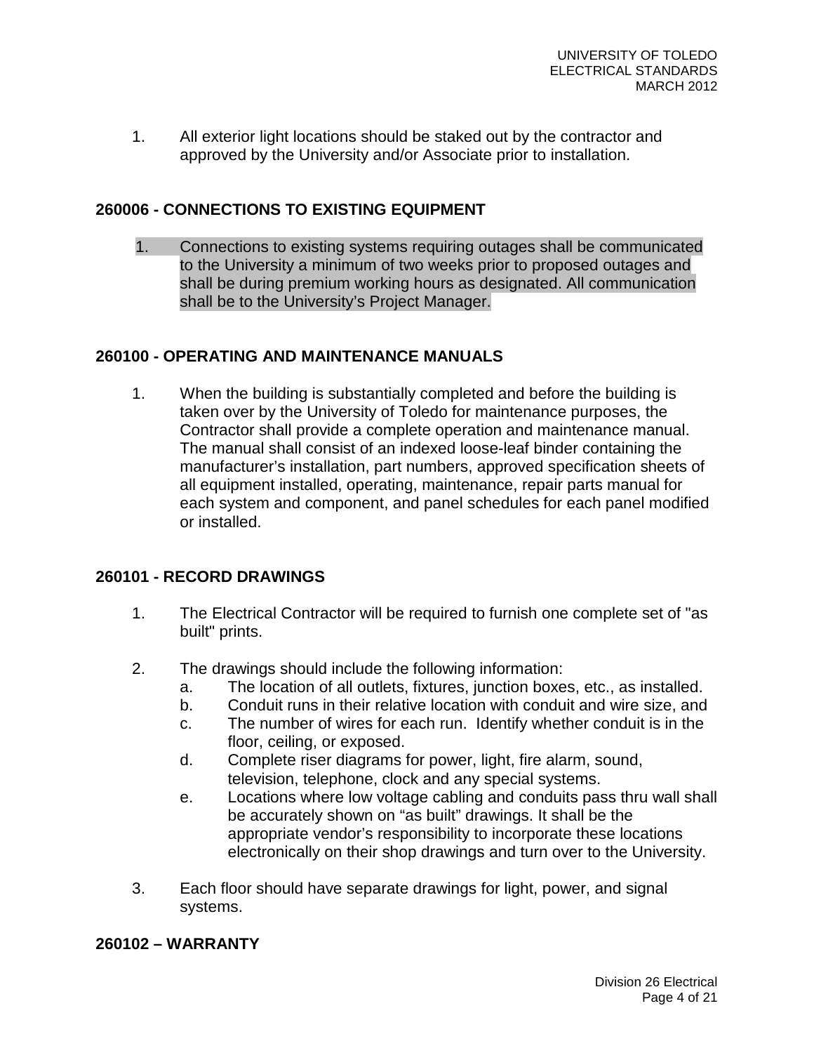1. All exterior light locations should be staked out by the contractor and approved by the University and/or Associate prior to installation.

## 260006 - CONNECTIONS TO EXISTING EQUIPMENT

1. Connections to existing systems requiring outages shall be communicated to the University a minimum of two weeks prior to proposed outages and shall be during premium working hours as designated. All communication shall be to the University's Project Manager.

## 260100 - OPERATING AND MAINTENANCE MANUALS

1. When the building is substantially completed and before the building is taken over by the University of Toledo for maintenance purposes, the Contractor shall provide a complete operation and maintenance manual. The manual shall consist of an indexed loose-leaf binder containing the manufacturer's installation, part numbers, approved specification sheets of all equipment installed, operating, maintenance, repair parts manual for each system and component, and panel schedules for each panel modified or installed.

## 260101 - RECORD DRAWINGS

1. The Electrical Contractor will be required to furnish one complete set of "as built" prints.

2. The drawings should include the following information:
   a. The location of all outlets, fixtures, junction boxes, etc., as installed.
   b. Conduit runs in their relative location with conduit and wire size, and
   c. The number of wires for each run. Identify whether conduit is in the floor, ceiling, or exposed.
   d. Complete riser diagrams for power, light, fire alarm, sound, television, telephone, clock and any special systems.
   e. Locations where low voltage cabling and conduits pass thru wall shall be accurately shown on "as built" drawings. It shall be the appropriate vendor's responsibility to incorporate these locations electronically on their shop drawings and turn over to the University.

3. Each floor should have separate drawings for light, power, and signal systems.

## 260102 – WARRANTY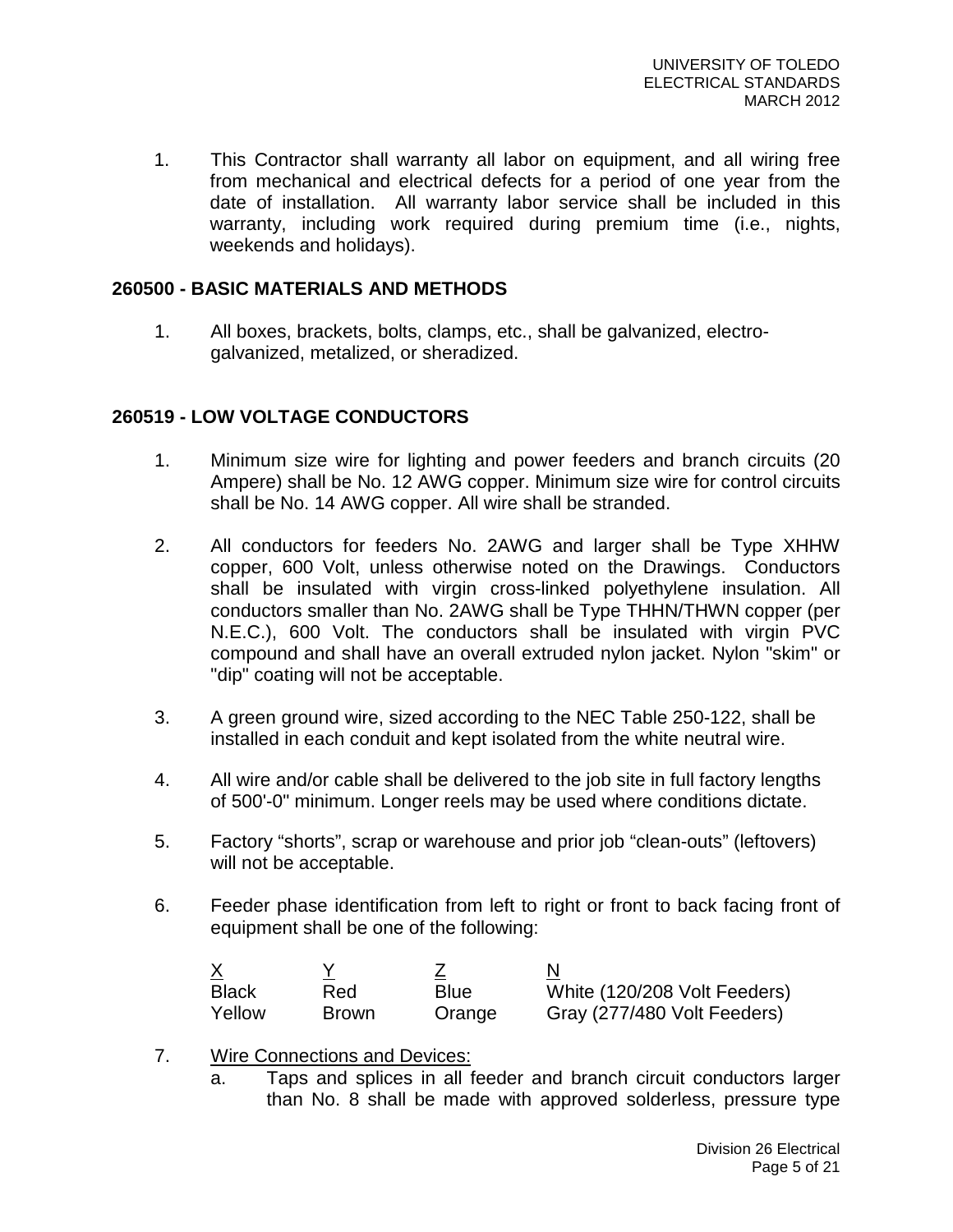1. This Contractor shall warranty all labor on equipment, and all wiring free from mechanical and electrical defects for a period of one year from the date of installation. All warranty labor service shall be included in this warranty, including work required during premium time (i.e., nights, weekends and holidays).

## 260500 - BASIC MATERIALS AND METHODS

1. All boxes, brackets, bolts, clamps, etc., shall be galvanized, electro-galvanized, metalized, or sheradized.

## 260519 - LOW VOLTAGE CONDUCTORS

1. Minimum size wire for lighting and power feeders and branch circuits (20 Ampere) shall be No. 12 AWG copper. Minimum size wire for control circuits shall be No. 14 AWG copper. All wire shall be stranded.

2. All conductors for feeders No. 2AWG and larger shall be Type XHHW copper, 600 Volt, unless otherwise noted on the Drawings. Conductors shall be insulated with virgin cross-linked polyethylene insulation. All conductors smaller than No. 2AWG shall be Type THHN/THWN copper (per N.E.C.), 600 Volt. The conductors shall be insulated with virgin PVC compound and shall have an overall extruded nylon jacket. Nylon "skim" or "dip" coating will not be acceptable.

3. A green ground wire, sized according to the NEC Table 250-122, shall be installed in each conduit and kept isolated from the white neutral wire.

4. All wire and/or cable shall be delivered to the job site in full factory lengths of 500'-0" minimum. Longer reels may be used where conditions dictate.

5. Factory “shorts”, scrap or warehouse and prior job “clean-outs” (leftovers) will not be acceptable.

6. Feeder phase identification from left to right or front to back facing front of equipment shall be one of the following:

| X | Y | Z | N |
|---|---|---|---|
| Black | Red | Blue | White (120/208 Volt Feeders) |
| Yellow | Brown | Orange | Gray (277/480 Volt Feeders) |

7. Wire Connections and Devices:
   a. Taps and splices in all feeder and branch circuit conductors larger than No. 8 shall be made with approved solderless, pressure type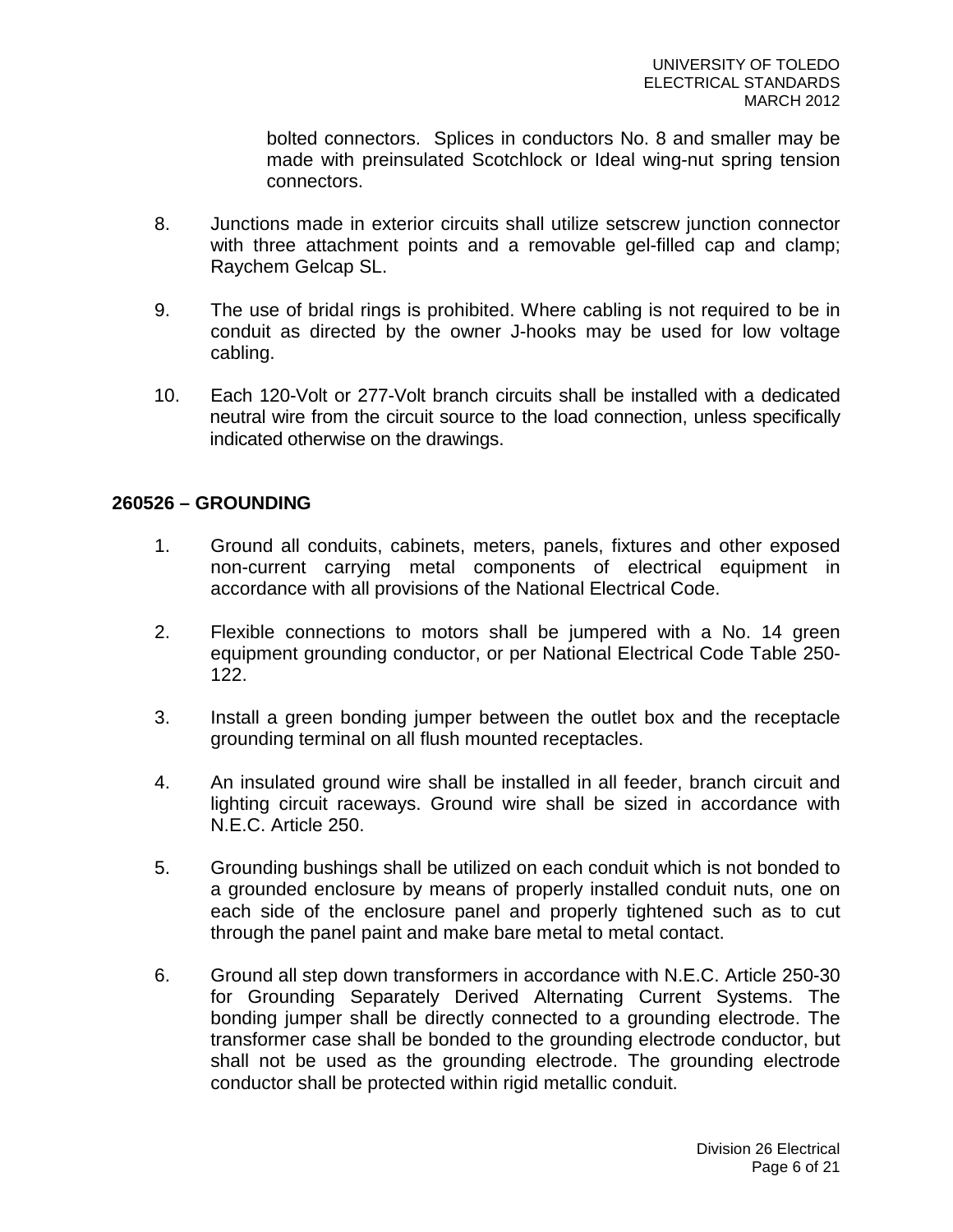bolted connectors. Splices in conductors No. 8 and smaller may be made with preinsulated Scotchlock or Ideal wing-nut spring tension connectors.

8. Junctions made in exterior circuits shall utilize setscrew junction connector with three attachment points and a removable gel-filled cap and clamp; Raychem Gelcap SL.

9. The use of bridal rings is prohibited. Where cabling is not required to be in conduit as directed by the owner J-hooks may be used for low voltage cabling.

10. Each 120-Volt or 277-Volt branch circuits shall be installed with a dedicated neutral wire from the circuit source to the load connection, unless specifically indicated otherwise on the drawings.

## 260526 – GROUNDING

1. Ground all conduits, cabinets, meters, panels, fixtures and other exposed non-current carrying metal components of electrical equipment in accordance with all provisions of the National Electrical Code.

2. Flexible connections to motors shall be jumpered with a No. 14 green equipment grounding conductor, or per National Electrical Code Table 250-122.

3. Install a green bonding jumper between the outlet box and the receptacle grounding terminal on all flush mounted receptacles.

4. An insulated ground wire shall be installed in all feeder, branch circuit and lighting circuit raceways. Ground wire shall be sized in accordance with N.E.C. Article 250.

5. Grounding bushings shall be utilized on each conduit which is not bonded to a grounded enclosure by means of properly installed conduit nuts, one on each side of the enclosure panel and properly tightened such as to cut through the panel paint and make bare metal to metal contact.

6. Ground all step down transformers in accordance with N.E.C. Article 250-30 for Grounding Separately Derived Alternating Current Systems. The bonding jumper shall be directly connected to a grounding electrode. The transformer case shall be bonded to the grounding electrode conductor, but shall not be used as the grounding electrode. The grounding electrode conductor shall be protected within rigid metallic conduit.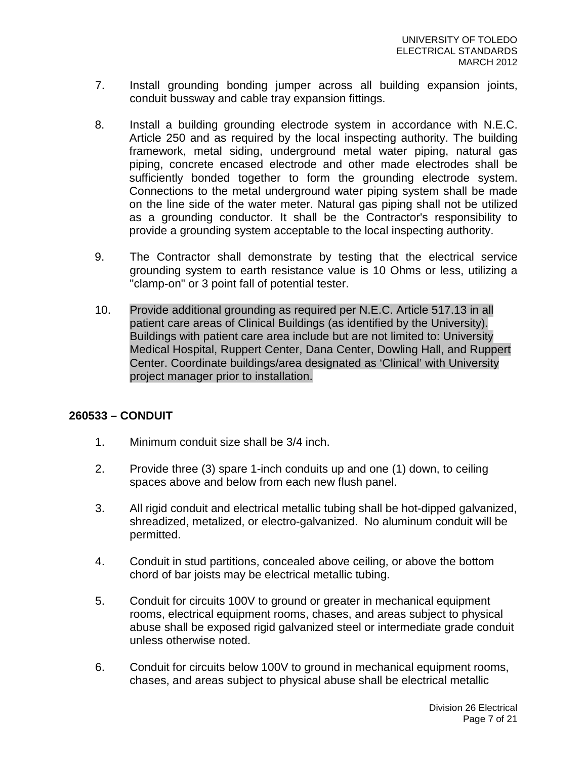7. Install grounding bonding jumper across all building expansion joints, conduit bussway and cable tray expansion fittings.

8. Install a building grounding electrode system in accordance with N.E.C. Article 250 and as required by the local inspecting authority. The building framework, metal siding, underground metal water piping, natural gas piping, concrete encased electrode and other made electrodes shall be sufficiently bonded together to form the grounding electrode system. Connections to the metal underground water piping system shall be made on the line side of the water meter. Natural gas piping shall not be utilized as a grounding conductor. It shall be the Contractor's responsibility to provide a grounding system acceptable to the local inspecting authority.

9. The Contractor shall demonstrate by testing that the electrical service grounding system to earth resistance value is 10 Ohms or less, utilizing a "clamp-on" or 3 point fall of potential tester.

10. Provide additional grounding as required per N.E.C. Article 517.13 in all patient care areas of Clinical Buildings (as identified by the University). Buildings with patient care area include but are not limited to: University Medical Hospital, Ruppert Center, Dana Center, Dowling Hall, and Ruppert Center. Coordinate buildings/area designated as 'Clinical' with University project manager prior to installation.

## 260533 – CONDUIT

1. Minimum conduit size shall be 3/4 inch.

2. Provide three (3) spare 1-inch conduits up and one (1) down, to ceiling spaces above and below from each new flush panel.

3. All rigid conduit and electrical metallic tubing shall be hot-dipped galvanized, shreadized, metalized, or electro-galvanized. No aluminum conduit will be permitted.

4. Conduit in stud partitions, concealed above ceiling, or above the bottom chord of bar joists may be electrical metallic tubing.

5. Conduit for circuits 100V to ground or greater in mechanical equipment rooms, electrical equipment rooms, chases, and areas subject to physical abuse shall be exposed rigid galvanized steel or intermediate grade conduit unless otherwise noted.

6. Conduit for circuits below 100V to ground in mechanical equipment rooms, chases, and areas subject to physical abuse shall be electrical metallic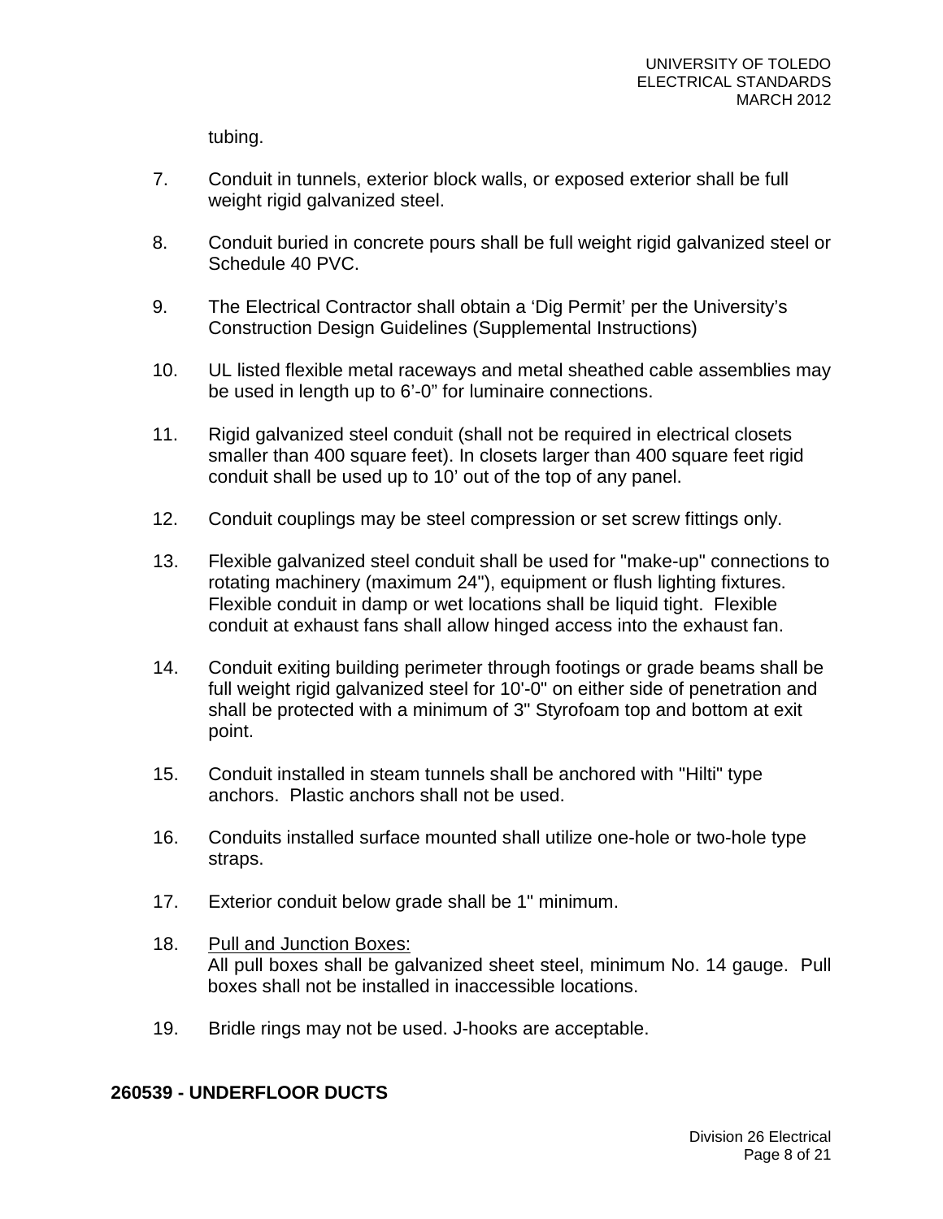tubing.

7. Conduit in tunnels, exterior block walls, or exposed exterior shall be full weight rigid galvanized steel.

8. Conduit buried in concrete pours shall be full weight rigid galvanized steel or Schedule 40 PVC.

9. The Electrical Contractor shall obtain a 'Dig Permit' per the University's Construction Design Guidelines (Supplemental Instructions)

10. UL listed flexible metal raceways and metal sheathed cable assemblies may be used in length up to 6'-0" for luminaire connections.

11. Rigid galvanized steel conduit (shall not be required in electrical closets smaller than 400 square feet). In closets larger than 400 square feet rigid conduit shall be used up to 10' out of the top of any panel.

12. Conduit couplings may be steel compression or set screw fittings only.

13. Flexible galvanized steel conduit shall be used for "make-up" connections to rotating machinery (maximum 24"), equipment or flush lighting fixtures. Flexible conduit in damp or wet locations shall be liquid tight. Flexible conduit at exhaust fans shall allow hinged access into the exhaust fan.

14. Conduit exiting building perimeter through footings or grade beams shall be full weight rigid galvanized steel for 10'-0" on either side of penetration and shall be protected with a minimum of 3" Styrofoam top and bottom at exit point.

15. Conduit installed in steam tunnels shall be anchored with "Hilti" type anchors. Plastic anchors shall not be used.

16. Conduits installed surface mounted shall utilize one-hole or two-hole type straps.

17. Exterior conduit below grade shall be 1" minimum.

18. <u>Pull and Junction Boxes:</u>
    All pull boxes shall be galvanized sheet steel, minimum No. 14 gauge. Pull boxes shall not be installed in inaccessible locations.

19. Bridle rings may not be used. J-hooks are acceptable.

**260539 - UNDERFLOOR DUCTS**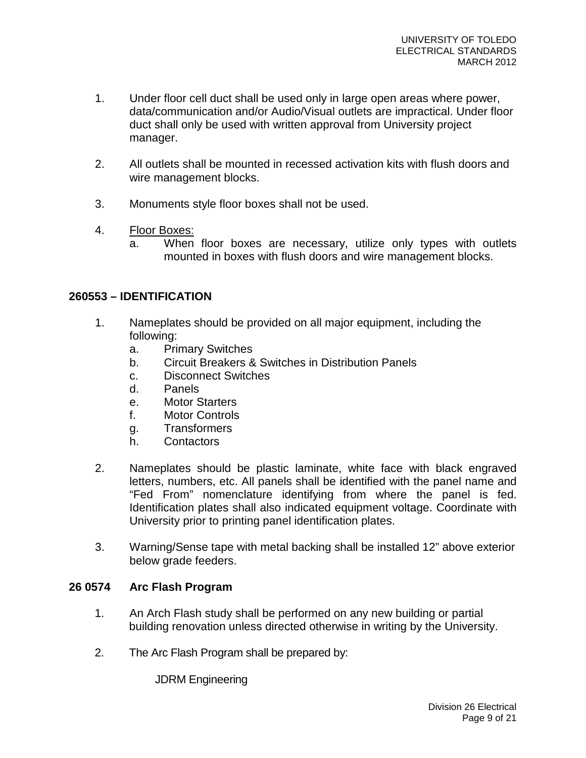1. Under floor cell duct shall be used only in large open areas where power, data/communication and/or Audio/Visual outlets are impractical. Under floor duct shall only be used with written approval from University project manager.

2. All outlets shall be mounted in recessed activation kits with flush doors and wire management blocks.

3. Monuments style floor boxes shall not be used.

4. <u>Floor Boxes:</u>
   a. When floor boxes are necessary, utilize only types with outlets mounted in boxes with flush doors and wire management blocks.

## 260553 – IDENTIFICATION

1. Nameplates should be provided on all major equipment, including the following:
   a. Primary Switches
   b. Circuit Breakers & Switches in Distribution Panels
   c. Disconnect Switches
   d. Panels
   e. Motor Starters
   f. Motor Controls
   g. Transformers
   h. Contactors

2. Nameplates should be plastic laminate, white face with black engraved letters, numbers, etc. All panels shall be identified with the panel name and "Fed From" nomenclature identifying from where the panel is fed. Identification plates shall also indicated equipment voltage. Coordinate with University prior to printing panel identification plates.

3. Warning/Sense tape with metal backing shall be installed 12" above exterior below grade feeders.

## 26 0574 Arc Flash Program

1. An Arch Flash study shall be performed on any new building or partial building renovation unless directed otherwise in writing by the University.

2. The Arc Flash Program shall be prepared by:

   JDRM Engineering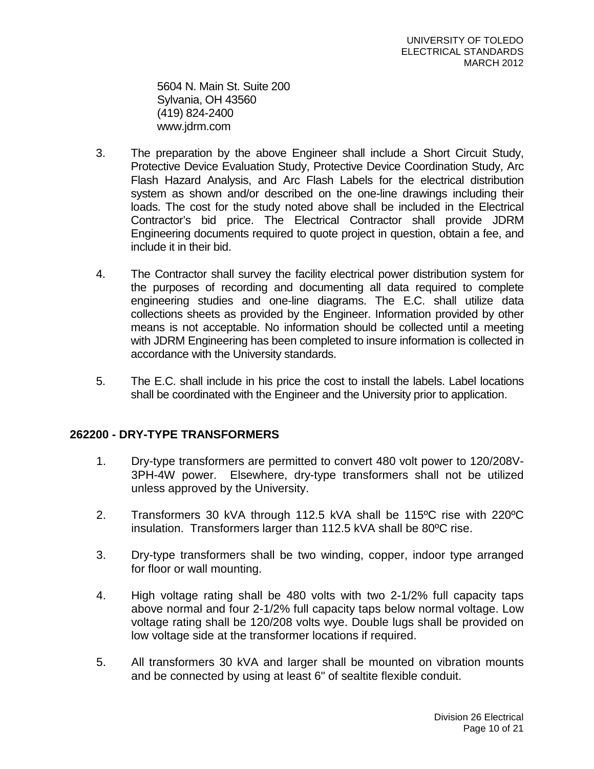5604 N. Main St. Suite 200
Sylvania, OH 43560
(419) 824-2400
www.jdrm.com

3. The preparation by the above Engineer shall include a Short Circuit Study, Protective Device Evaluation Study, Protective Device Coordination Study, Arc Flash Hazard Analysis, and Arc Flash Labels for the electrical distribution system as shown and/or described on the one-line drawings including their loads. The cost for the study noted above shall be included in the Electrical Contractor's bid price. The Electrical Contractor shall provide JDRM Engineering documents required to quote project in question, obtain a fee, and include it in their bid.

4. The Contractor shall survey the facility electrical power distribution system for the purposes of recording and documenting all data required to complete engineering studies and one-line diagrams. The E.C. shall utilize data collections sheets as provided by the Engineer. Information provided by other means is not acceptable. No information should be collected until a meeting with JDRM Engineering has been completed to insure information is collected in accordance with the University standards.

5. The E.C. shall include in his price the cost to install the labels. Label locations shall be coordinated with the Engineer and the University prior to application.

## 262200 - DRY-TYPE TRANSFORMERS

1. Dry-type transformers are permitted to convert 480 volt power to 120/208V-3PH-4W power. Elsewhere, dry-type transformers shall not be utilized unless approved by the University.

2. Transformers 30 kVA through 112.5 kVA shall be 115ºC rise with 220ºC insulation. Transformers larger than 112.5 kVA shall be 80ºC rise.

3. Dry-type transformers shall be two winding, copper, indoor type arranged for floor or wall mounting.

4. High voltage rating shall be 480 volts with two 2-1/2% full capacity taps above normal and four 2-1/2% full capacity taps below normal voltage. Low voltage rating shall be 120/208 volts wye. Double lugs shall be provided on low voltage side at the transformer locations if required.

5. All transformers 30 kVA and larger shall be mounted on vibration mounts and be connected by using at least 6" of sealtite flexible conduit.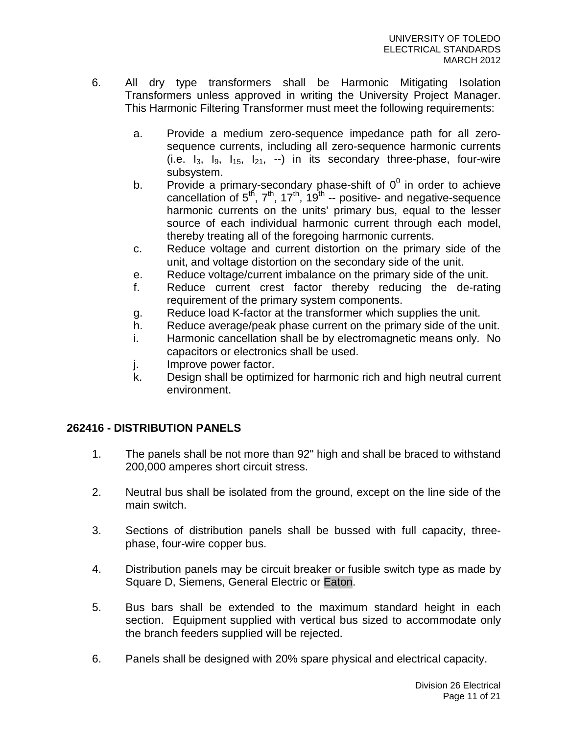6. All dry type transformers shall be Harmonic Mitigating Isolation Transformers unless approved in writing the University Project Manager. This Harmonic Filtering Transformer must meet the following requirements:

   a. Provide a medium zero-sequence impedance path for all zero-sequence currents, including all zero-sequence harmonic currents (i.e. $I_3$, $I_9$, $I_{15}$, $I_{21}$, --) in its secondary three-phase, four-wire subsystem.
   b. Provide a primary-secondary phase-shift of $0^0$ in order to achieve cancellation of $5^{th}$, $7^{th}$, $17^{th}$, $19^{th}$ -- positive- and negative-sequence harmonic currents on the units' primary bus, equal to the lesser source of each individual harmonic current through each model, thereby treating all of the foregoing harmonic currents.
   c. Reduce voltage and current distortion on the primary side of the unit, and voltage distortion on the secondary side of the unit.
   e. Reduce voltage/current imbalance on the primary side of the unit.
   f. Reduce current crest factor thereby reducing the de-rating requirement of the primary system components.
   g. Reduce load K-factor at the transformer which supplies the unit.
   h. Reduce average/peak phase current on the primary side of the unit.
   i. Harmonic cancellation shall be by electromagnetic means only. No capacitors or electronics shall be used.
   j. Improve power factor.
   k. Design shall be optimized for harmonic rich and high neutral current environment.

## 262416 - DISTRIBUTION PANELS

1. The panels shall be not more than 92" high and shall be braced to withstand 200,000 amperes short circuit stress.

2. Neutral bus shall be isolated from the ground, except on the line side of the main switch.

3. Sections of distribution panels shall be bussed with full capacity, three-phase, four-wire copper bus.

4. Distribution panels may be circuit breaker or fusible switch type as made by Square D, Siemens, General Electric or Eaton.

5. Bus bars shall be extended to the maximum standard height in each section. Equipment supplied with vertical bus sized to accommodate only the branch feeders supplied will be rejected.

6. Panels shall be designed with 20% spare physical and electrical capacity.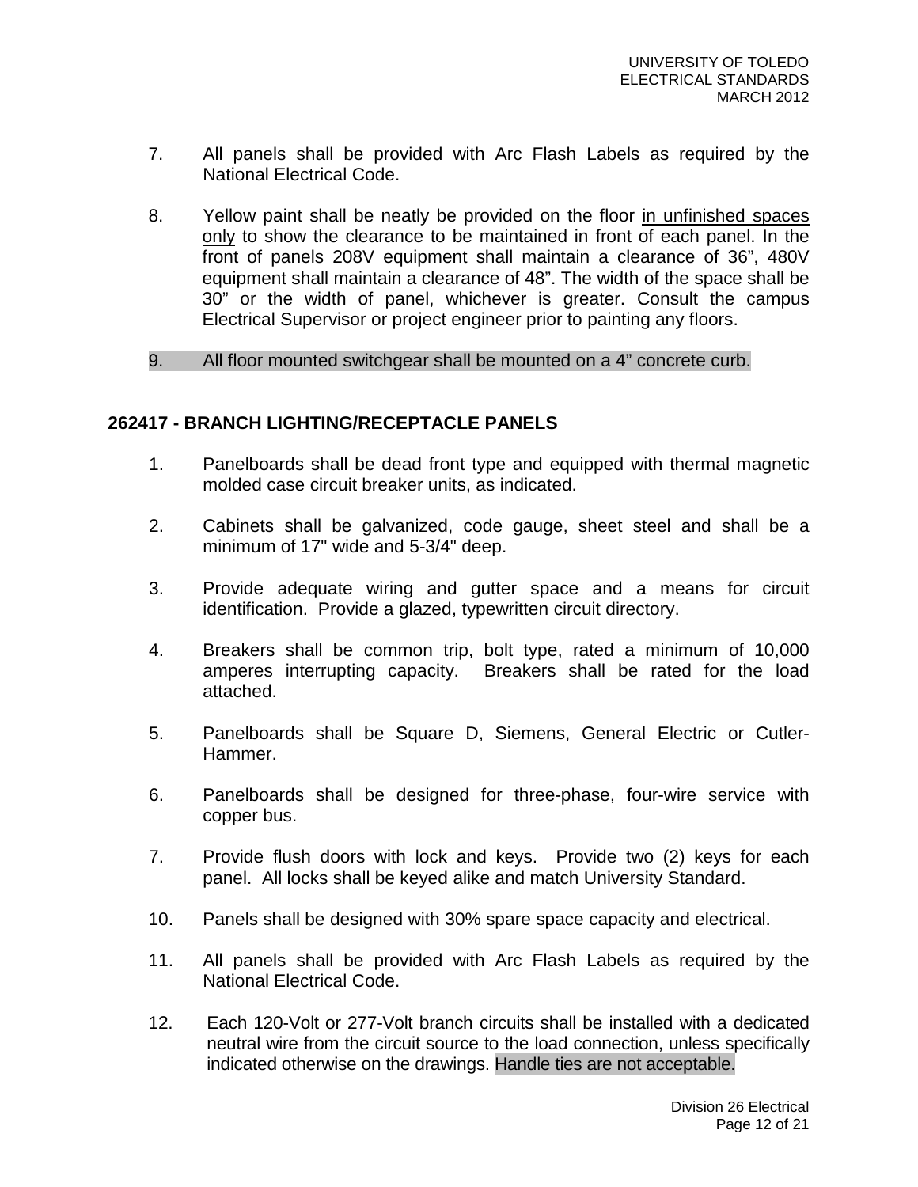7. All panels shall be provided with Arc Flash Labels as required by the National Electrical Code.

8. Yellow paint shall be neatly be provided on the floor in unfinished spaces only to show the clearance to be maintained in front of each panel. In the front of panels 208V equipment shall maintain a clearance of 36", 480V equipment shall maintain a clearance of 48". The width of the space shall be 30" or the width of panel, whichever is greater. Consult the campus Electrical Supervisor or project engineer prior to painting any floors.

9. All floor mounted switchgear shall be mounted on a 4" concrete curb.

## 262417 - BRANCH LIGHTING/RECEPTACLE PANELS

1. Panelboards shall be dead front type and equipped with thermal magnetic molded case circuit breaker units, as indicated.

2. Cabinets shall be galvanized, code gauge, sheet steel and shall be a minimum of 17" wide and 5-3/4" deep.

3. Provide adequate wiring and gutter space and a means for circuit identification. Provide a glazed, typewritten circuit directory.

4. Breakers shall be common trip, bolt type, rated a minimum of 10,000 amperes interrupting capacity. Breakers shall be rated for the load attached.

5. Panelboards shall be Square D, Siemens, General Electric or Cutler-Hammer.

6. Panelboards shall be designed for three-phase, four-wire service with copper bus.

7. Provide flush doors with lock and keys. Provide two (2) keys for each panel. All locks shall be keyed alike and match University Standard.

10. Panels shall be designed with 30% spare space capacity and electrical.

11. All panels shall be provided with Arc Flash Labels as required by the National Electrical Code.

12. Each 120-Volt or 277-Volt branch circuits shall be installed with a dedicated neutral wire from the circuit source to the load connection, unless specifically indicated otherwise on the drawings. Handle ties are not acceptable.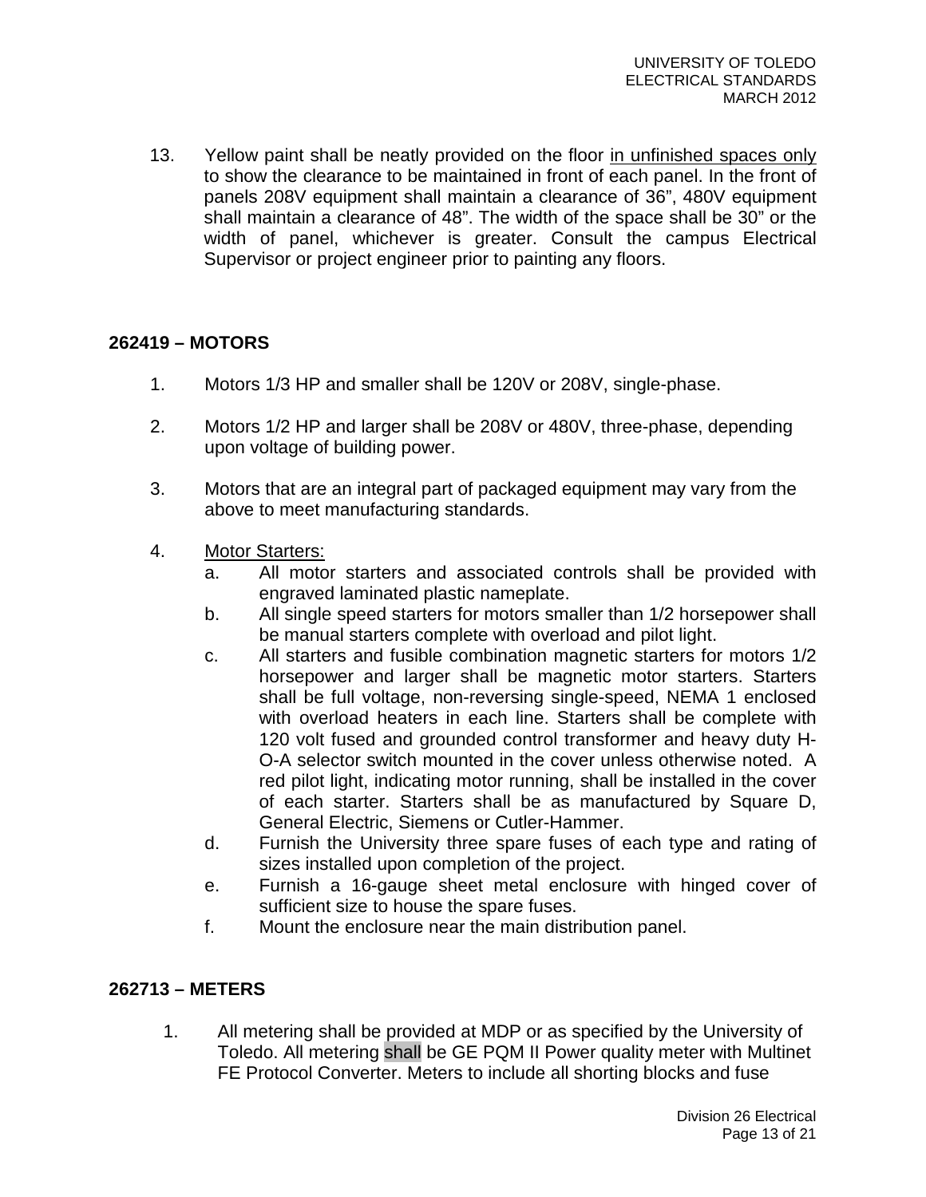13. Yellow paint shall be neatly provided on the floor in unfinished spaces only to show the clearance to be maintained in front of each panel. In the front of panels 208V equipment shall maintain a clearance of 36", 480V equipment shall maintain a clearance of 48". The width of the space shall be 30" or the width of panel, whichever is greater. Consult the campus Electrical Supervisor or project engineer prior to painting any floors.

## 262419 – MOTORS

1. Motors 1/3 HP and smaller shall be 120V or 208V, single-phase.

2. Motors 1/2 HP and larger shall be 208V or 480V, three-phase, depending upon voltage of building power.

3. Motors that are an integral part of packaged equipment may vary from the above to meet manufacturing standards.

4. Motor Starters:
   a. All motor starters and associated controls shall be provided with engraved laminated plastic nameplate.
   b. All single speed starters for motors smaller than 1/2 horsepower shall be manual starters complete with overload and pilot light.
   c. All starters and fusible combination magnetic starters for motors 1/2 horsepower and larger shall be magnetic motor starters. Starters shall be full voltage, non-reversing single-speed, NEMA 1 enclosed with overload heaters in each line. Starters shall be complete with 120 volt fused and grounded control transformer and heavy duty H-O-A selector switch mounted in the cover unless otherwise noted. A red pilot light, indicating motor running, shall be installed in the cover of each starter. Starters shall be as manufactured by Square D, General Electric, Siemens or Cutler-Hammer.
   d. Furnish the University three spare fuses of each type and rating of sizes installed upon completion of the project.
   e. Furnish a 16-gauge sheet metal enclosure with hinged cover of sufficient size to house the spare fuses.
   f. Mount the enclosure near the main distribution panel.

## 262713 – METERS

1. All metering shall be provided at MDP or as specified by the University of Toledo. All metering shall be GE PQM II Power quality meter with Multinet FE Protocol Converter. Meters to include all shorting blocks and fuse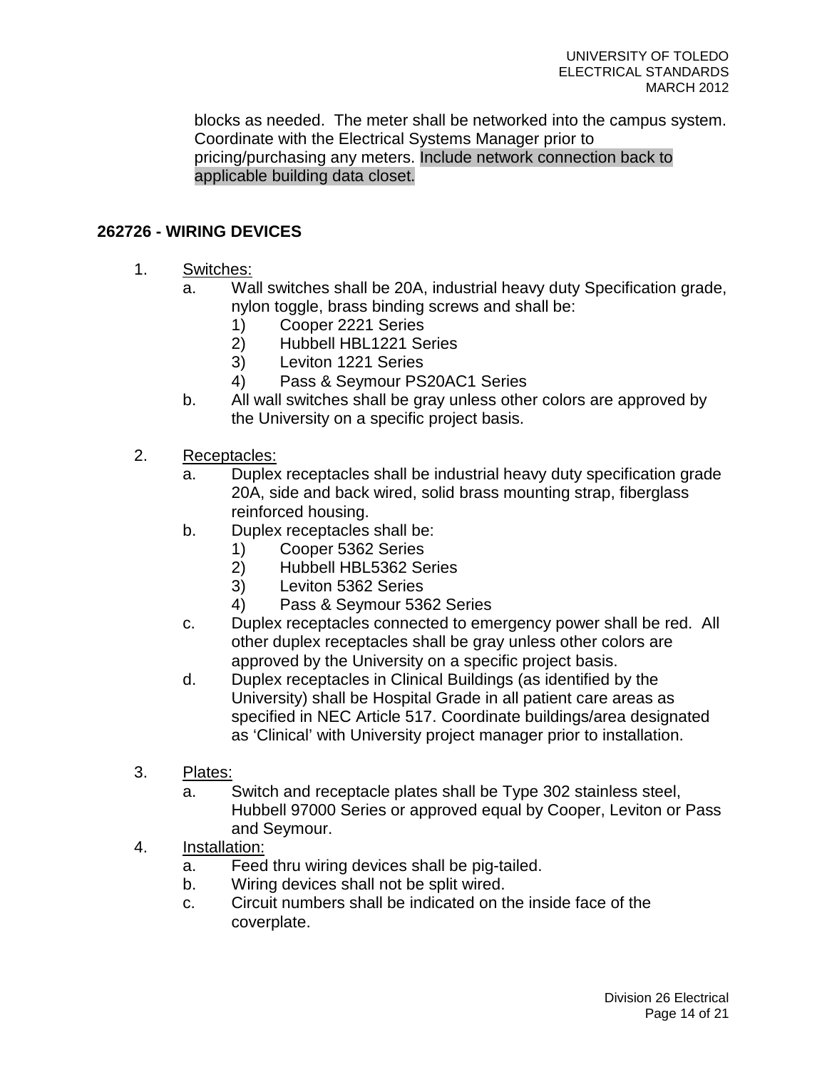blocks as needed. The meter shall be networked into the campus system. Coordinate with the Electrical Systems Manager prior to pricing/purchasing any meters. Include network connection back to applicable building data closet.

## 262726 - WIRING DEVICES

1. Switches:
   a. Wall switches shall be 20A, industrial heavy duty Specification grade, nylon toggle, brass binding screws and shall be:
      1) Cooper 2221 Series
      2) Hubbell HBL1221 Series
      3) Leviton 1221 Series
      4) Pass & Seymour PS20AC1 Series
   b. All wall switches shall be gray unless other colors are approved by the University on a specific project basis.

2. Receptacles:
   a. Duplex receptacles shall be industrial heavy duty specification grade 20A, side and back wired, solid brass mounting strap, fiberglass reinforced housing.
   b. Duplex receptacles shall be:
      1) Cooper 5362 Series
      2) Hubbell HBL5362 Series
      3) Leviton 5362 Series
      4) Pass & Seymour 5362 Series
   c. Duplex receptacles connected to emergency power shall be red. All other duplex receptacles shall be gray unless other colors are approved by the University on a specific project basis.
   d. Duplex receptacles in Clinical Buildings (as identified by the University) shall be Hospital Grade in all patient care areas as specified in NEC Article 517. Coordinate buildings/area designated as 'Clinical' with University project manager prior to installation.

3. Plates:
   a. Switch and receptacle plates shall be Type 302 stainless steel, Hubbell 97000 Series or approved equal by Cooper, Leviton or Pass and Seymour.

4. Installation:
   a. Feed thru wiring devices shall be pig-tailed.
   b. Wiring devices shall not be split wired.
   c. Circuit numbers shall be indicated on the inside face of the coverplate.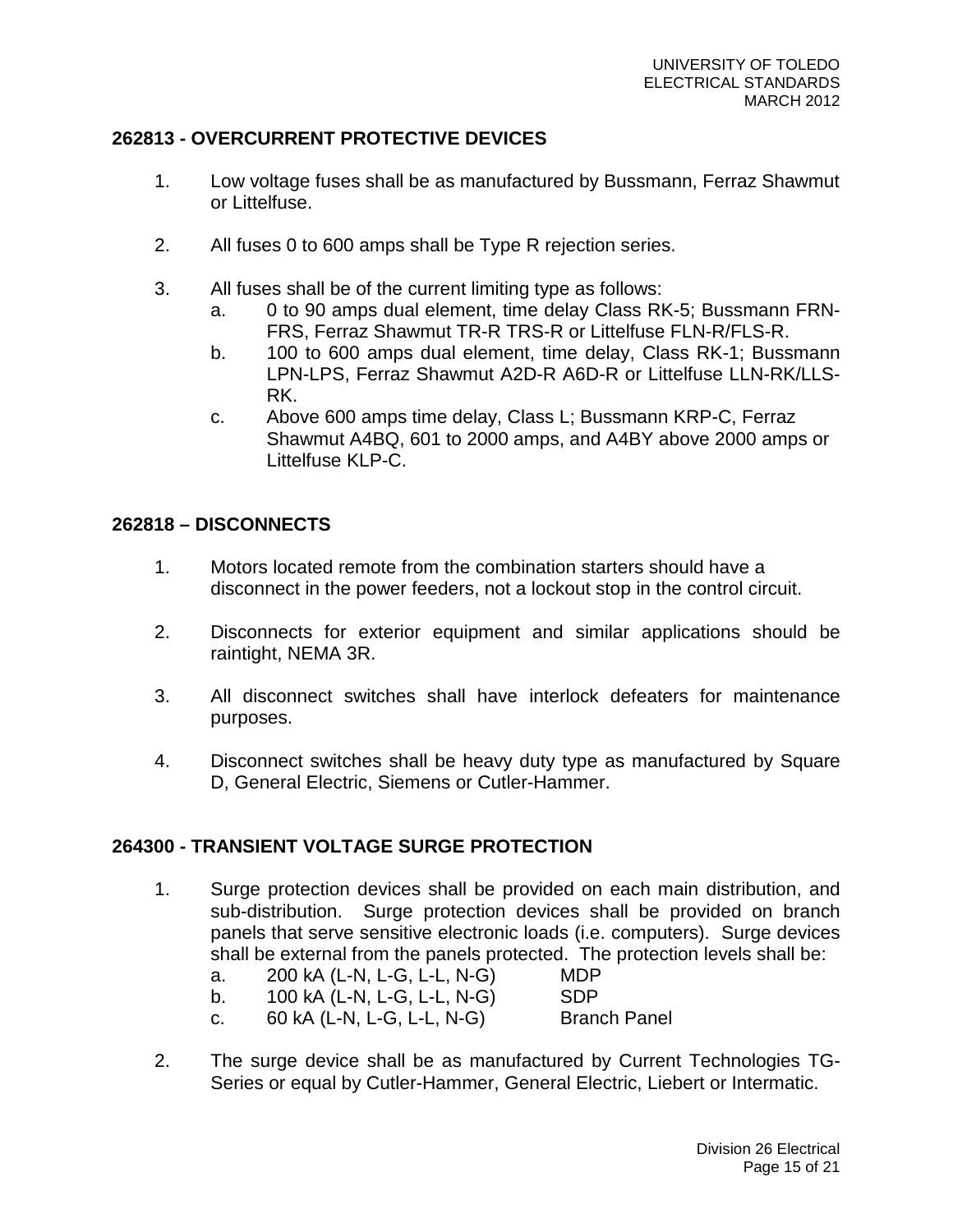## 262813 - OVERCURRENT PROTECTIVE DEVICES

1. Low voltage fuses shall be as manufactured by Bussmann, Ferraz Shawmut or Littelfuse.

2. All fuses 0 to 600 amps shall be Type R rejection series.

3. All fuses shall be of the current limiting type as follows:
   a. 0 to 90 amps dual element, time delay Class RK-5; Bussmann FRN-FRS, Ferraz Shawmut TR-R TRS-R or Littelfuse FLN-R/FLS-R.
   b. 100 to 600 amps dual element, time delay, Class RK-1; Bussmann LPN-LPS, Ferraz Shawmut A2D-R A6D-R or Littelfuse LLN-RK/LLS-RK.
   c. Above 600 amps time delay, Class L; Bussmann KRP-C, Ferraz Shawmut A4BQ, 601 to 2000 amps, and A4BY above 2000 amps or Littelfuse KLP-C.

## 262818 – DISCONNECTS

1. Motors located remote from the combination starters should have a disconnect in the power feeders, not a lockout stop in the control circuit.

2. Disconnects for exterior equipment and similar applications should be raintight, NEMA 3R.

3. All disconnect switches shall have interlock defeaters for maintenance purposes.

4. Disconnect switches shall be heavy duty type as manufactured by Square D, General Electric, Siemens or Cutler-Hammer.

## 264300 - TRANSIENT VOLTAGE SURGE PROTECTION

1. Surge protection devices shall be provided on each main distribution, and sub-distribution. Surge protection devices shall be provided on branch panels that serve sensitive electronic loads (i.e. computers). Surge devices shall be external from the panels protected. The protection levels shall be:
   a. 200 kA (L-N, L-G, L-L, N-G) MDP
   b. 100 kA (L-N, L-G, L-L, N-G) SDP
   c. 60 kA (L-N, L-G, L-L, N-G) Branch Panel

2. The surge device shall be as manufactured by Current Technologies TG-Series or equal by Cutler-Hammer, General Electric, Liebert or Intermatic.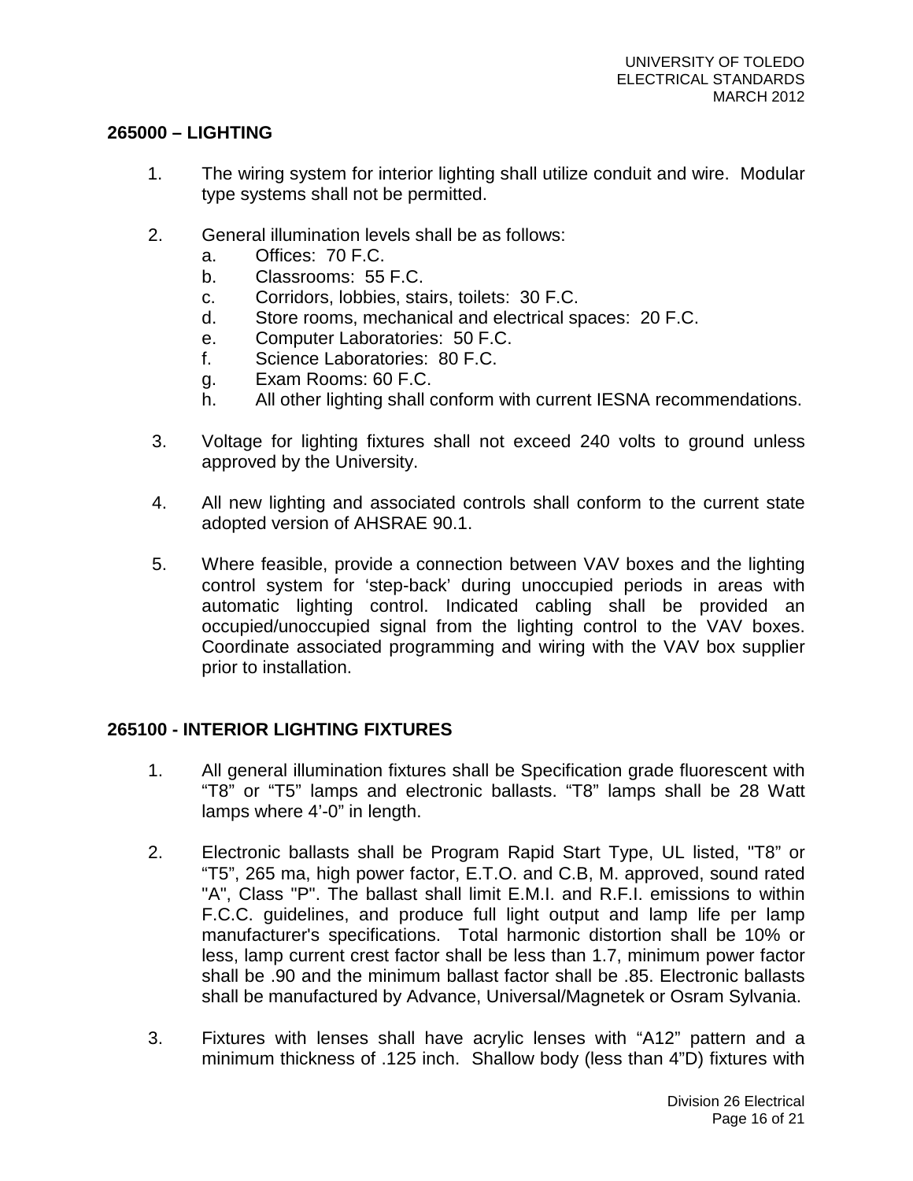## 265000 – LIGHTING

1. The wiring system for interior lighting shall utilize conduit and wire. Modular type systems shall not be permitted.

2. General illumination levels shall be as follows:
   a. Offices: 70 F.C.
   b. Classrooms: 55 F.C.
   c. Corridors, lobbies, stairs, toilets: 30 F.C.
   d. Store rooms, mechanical and electrical spaces: 20 F.C.
   e. Computer Laboratories: 50 F.C.
   f. Science Laboratories: 80 F.C.
   g. Exam Rooms: 60 F.C.
   h. All other lighting shall conform with current IESNA recommendations.

3. Voltage for lighting fixtures shall not exceed 240 volts to ground unless approved by the University.

4. All new lighting and associated controls shall conform to the current state adopted version of AHSRAE 90.1.

5. Where feasible, provide a connection between VAV boxes and the lighting control system for 'step-back' during unoccupied periods in areas with automatic lighting control. Indicated cabling shall be provided an occupied/unoccupied signal from the lighting control to the VAV boxes. Coordinate associated programming and wiring with the VAV box supplier prior to installation.

## 265100 - INTERIOR LIGHTING FIXTURES

1. All general illumination fixtures shall be Specification grade fluorescent with "T8" or "T5" lamps and electronic ballasts. "T8" lamps shall be 28 Watt lamps where 4'-0" in length.

2. Electronic ballasts shall be Program Rapid Start Type, UL listed, "T8" or "T5", 265 ma, high power factor, E.T.O. and C.B, M. approved, sound rated "A", Class "P". The ballast shall limit E.M.I. and R.F.I. emissions to within F.C.C. guidelines, and produce full light output and lamp life per lamp manufacturer's specifications. Total harmonic distortion shall be 10% or less, lamp current crest factor shall be less than 1.7, minimum power factor shall be .90 and the minimum ballast factor shall be .85. Electronic ballasts shall be manufactured by Advance, Universal/Magnetek or Osram Sylvania.

3. Fixtures with lenses shall have acrylic lenses with "A12" pattern and a minimum thickness of .125 inch. Shallow body (less than 4"D) fixtures with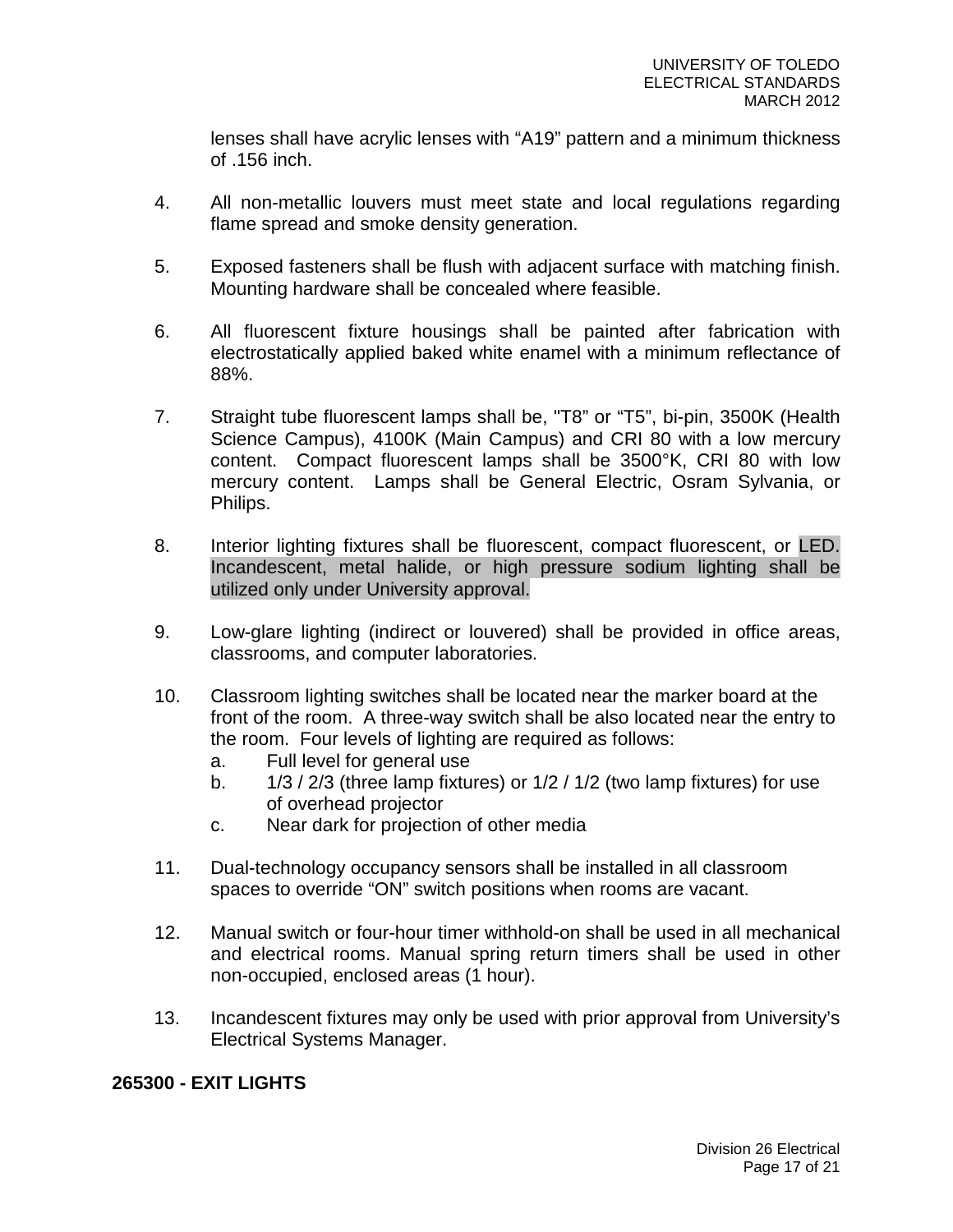lenses shall have acrylic lenses with “A19” pattern and a minimum thickness of .156 inch.

4. All non-metallic louvers must meet state and local regulations regarding flame spread and smoke density generation.

5. Exposed fasteners shall be flush with adjacent surface with matching finish. Mounting hardware shall be concealed where feasible.

6. All fluorescent fixture housings shall be painted after fabrication with electrostatically applied baked white enamel with a minimum reflectance of 88%.

7. Straight tube fluorescent lamps shall be, "T8” or “T5”, bi-pin, 3500K (Health Science Campus), 4100K (Main Campus) and CRI 80 with a low mercury content. Compact fluorescent lamps shall be 3500°K, CRI 80 with low mercury content. Lamps shall be General Electric, Osram Sylvania, or Philips.

8. Interior lighting fixtures shall be fluorescent, compact fluorescent, or LED. Incandescent, metal halide, or high pressure sodium lighting shall be utilized only under University approval.

9. Low-glare lighting (indirect or louvered) shall be provided in office areas, classrooms, and computer laboratories.

10. Classroom lighting switches shall be located near the marker board at the front of the room. A three-way switch shall be also located near the entry to the room. Four levels of lighting are required as follows:
    a. Full level for general use
    b. 1/3 / 2/3 (three lamp fixtures) or 1/2 / 1/2 (two lamp fixtures) for use of overhead projector
    c. Near dark for projection of other media

11. Dual-technology occupancy sensors shall be installed in all classroom spaces to override “ON” switch positions when rooms are vacant.

12. Manual switch or four-hour timer withhold-on shall be used in all mechanical and electrical rooms. Manual spring return timers shall be used in other non-occupied, enclosed areas (1 hour).

13. Incandescent fixtures may only be used with prior approval from University’s Electrical Systems Manager.

## 265300 - EXIT LIGHTS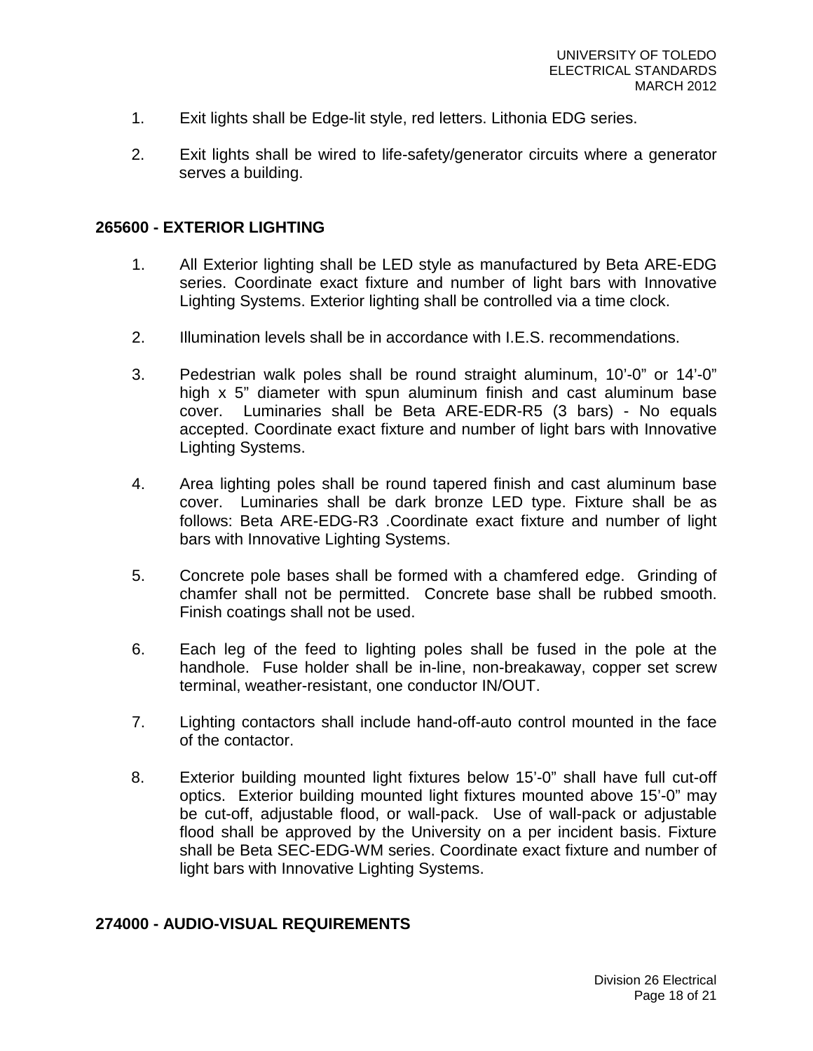1. Exit lights shall be Edge-lit style, red letters. Lithonia EDG series.

2. Exit lights shall be wired to life-safety/generator circuits where a generator serves a building.

## 265600 - EXTERIOR LIGHTING

1. All Exterior lighting shall be LED style as manufactured by Beta ARE-EDG series. Coordinate exact fixture and number of light bars with Innovative Lighting Systems. Exterior lighting shall be controlled via a time clock.

2. Illumination levels shall be in accordance with I.E.S. recommendations.

3. Pedestrian walk poles shall be round straight aluminum, 10'-0" or 14'-0" high x 5" diameter with spun aluminum finish and cast aluminum base cover. Luminaries shall be Beta ARE-EDR-R5 (3 bars) - No equals accepted. Coordinate exact fixture and number of light bars with Innovative Lighting Systems.

4. Area lighting poles shall be round tapered finish and cast aluminum base cover. Luminaries shall be dark bronze LED type. Fixture shall be as follows: Beta ARE-EDG-R3 .Coordinate exact fixture and number of light bars with Innovative Lighting Systems.

5. Concrete pole bases shall be formed with a chamfered edge. Grinding of chamfer shall not be permitted. Concrete base shall be rubbed smooth. Finish coatings shall not be used.

6. Each leg of the feed to lighting poles shall be fused in the pole at the handhole. Fuse holder shall be in-line, non-breakaway, copper set screw terminal, weather-resistant, one conductor IN/OUT.

7. Lighting contactors shall include hand-off-auto control mounted in the face of the contactor.

8. Exterior building mounted light fixtures below 15'-0" shall have full cut-off optics. Exterior building mounted light fixtures mounted above 15'-0" may be cut-off, adjustable flood, or wall-pack. Use of wall-pack or adjustable flood shall be approved by the University on a per incident basis. Fixture shall be Beta SEC-EDG-WM series. Coordinate exact fixture and number of light bars with Innovative Lighting Systems.

## 274000 - AUDIO-VISUAL REQUIREMENTS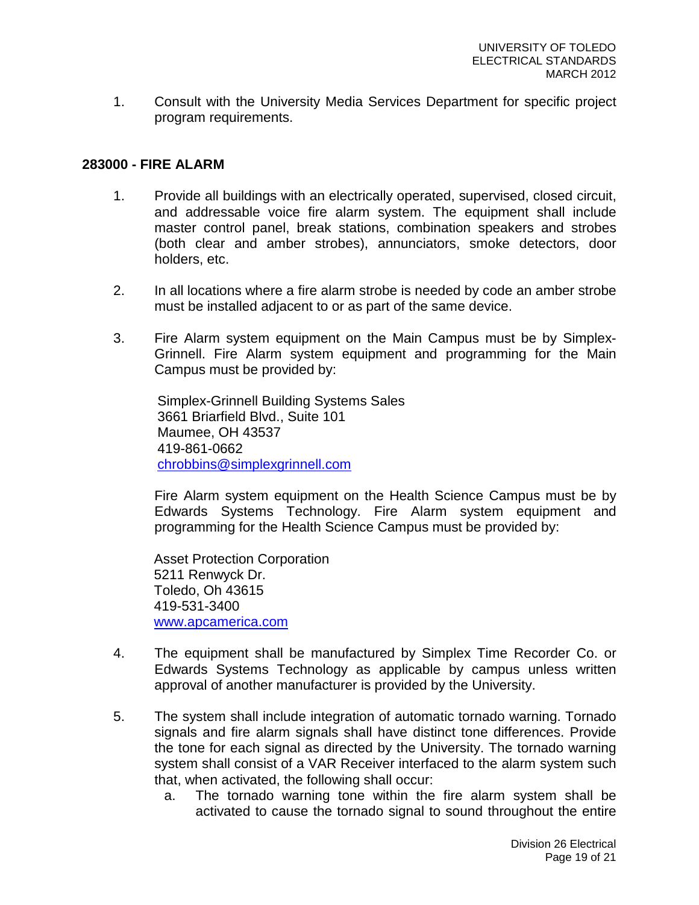1. Consult with the University Media Services Department for specific project program requirements.

## 283000 - FIRE ALARM

1. Provide all buildings with an electrically operated, supervised, closed circuit, and addressable voice fire alarm system. The equipment shall include master control panel, break stations, combination speakers and strobes (both clear and amber strobes), annunciators, smoke detectors, door holders, etc.

2. In all locations where a fire alarm strobe is needed by code an amber strobe must be installed adjacent to or as part of the same device.

3. Fire Alarm system equipment on the Main Campus must be by Simplex-Grinnell. Fire Alarm system equipment and programming for the Main Campus must be provided by:

   Simplex-Grinnell Building Systems Sales
   3661 Briarfield Blvd., Suite 101
   Maumee, OH 43537
   419-861-0662
   chrobbins@simplexgrinnell.com

   Fire Alarm system equipment on the Health Science Campus must be by Edwards Systems Technology. Fire Alarm system equipment and programming for the Health Science Campus must be provided by:

   Asset Protection Corporation
   5211 Renwyck Dr.
   Toledo, Oh 43615
   419-531-3400
   www.apcamerica.com

4. The equipment shall be manufactured by Simplex Time Recorder Co. or Edwards Systems Technology as applicable by campus unless written approval of another manufacturer is provided by the University.

5. The system shall include integration of automatic tornado warning. Tornado signals and fire alarm signals shall have distinct tone differences. Provide the tone for each signal as directed by the University. The tornado warning system shall consist of a VAR Receiver interfaced to the alarm system such that, when activated, the following shall occur:
   a. The tornado warning tone within the fire alarm system shall be activated to cause the tornado signal to sound throughout the entire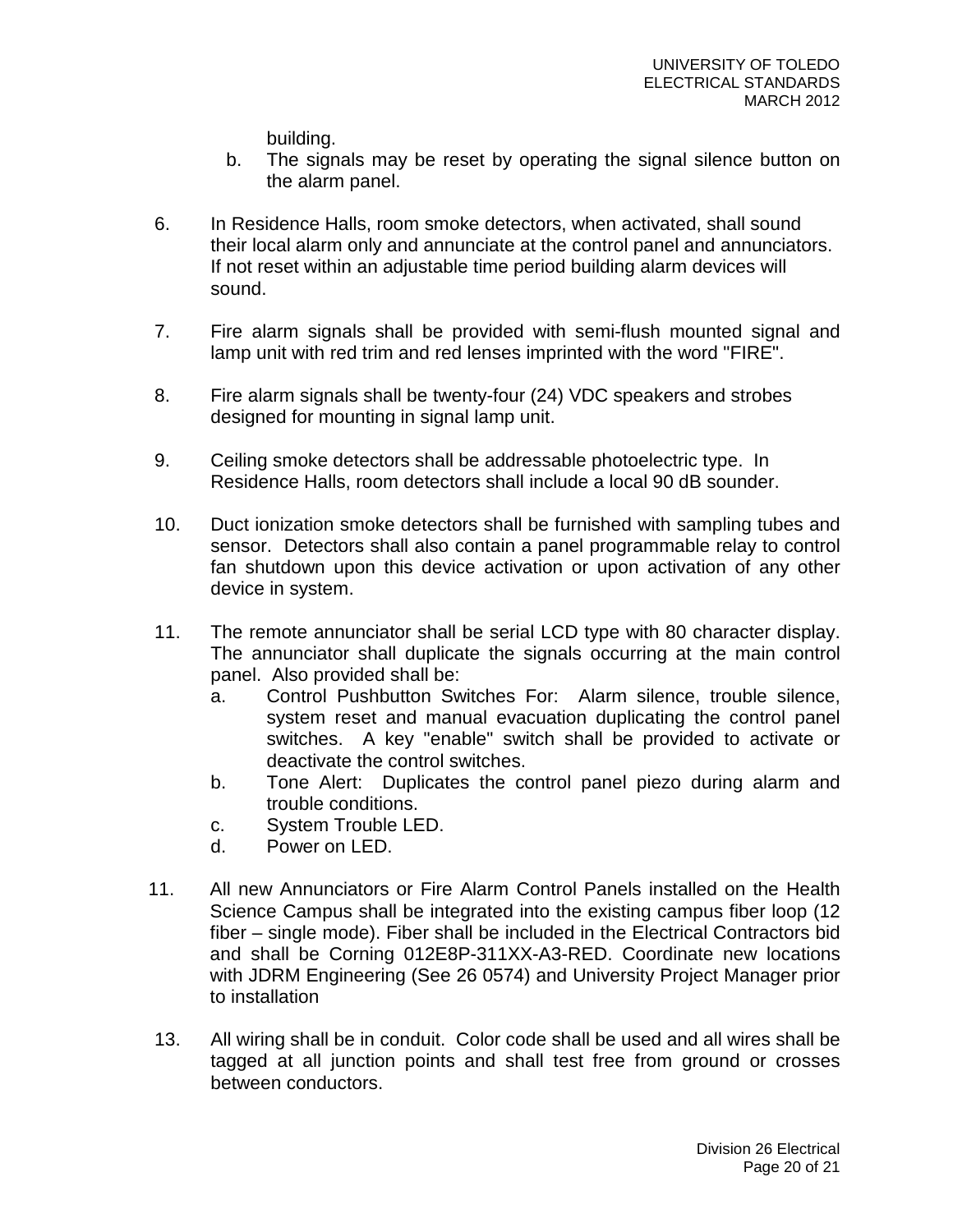building.

b. The signals may be reset by operating the signal silence button on the alarm panel.

6. In Residence Halls, room smoke detectors, when activated, shall sound their local alarm only and annunciate at the control panel and annunciators. If not reset within an adjustable time period building alarm devices will sound.

7. Fire alarm signals shall be provided with semi-flush mounted signal and lamp unit with red trim and red lenses imprinted with the word "FIRE".

8. Fire alarm signals shall be twenty-four (24) VDC speakers and strobes designed for mounting in signal lamp unit.

9. Ceiling smoke detectors shall be addressable photoelectric type. In Residence Halls, room detectors shall include a local 90 dB sounder.

10. Duct ionization smoke detectors shall be furnished with sampling tubes and sensor. Detectors shall also contain a panel programmable relay to control fan shutdown upon this device activation or upon activation of any other device in system.

11. The remote annunciator shall be serial LCD type with 80 character display. The annunciator shall duplicate the signals occurring at the main control panel. Also provided shall be:
    a. Control Pushbutton Switches For: Alarm silence, trouble silence, system reset and manual evacuation duplicating the control panel switches. A key "enable" switch shall be provided to activate or deactivate the control switches.
    b. Tone Alert: Duplicates the control panel piezo during alarm and trouble conditions.
    c. System Trouble LED.
    d. Power on LED.

11. All new Annunciators or Fire Alarm Control Panels installed on the Health Science Campus shall be integrated into the existing campus fiber loop (12 fiber – single mode). Fiber shall be included in the Electrical Contractors bid and shall be Corning 012E8P-311XX-A3-RED. Coordinate new locations with JDRM Engineering (See 26 0574) and University Project Manager prior to installation

13. All wiring shall be in conduit. Color code shall be used and all wires shall be tagged at all junction points and shall test free from ground or crosses between conductors.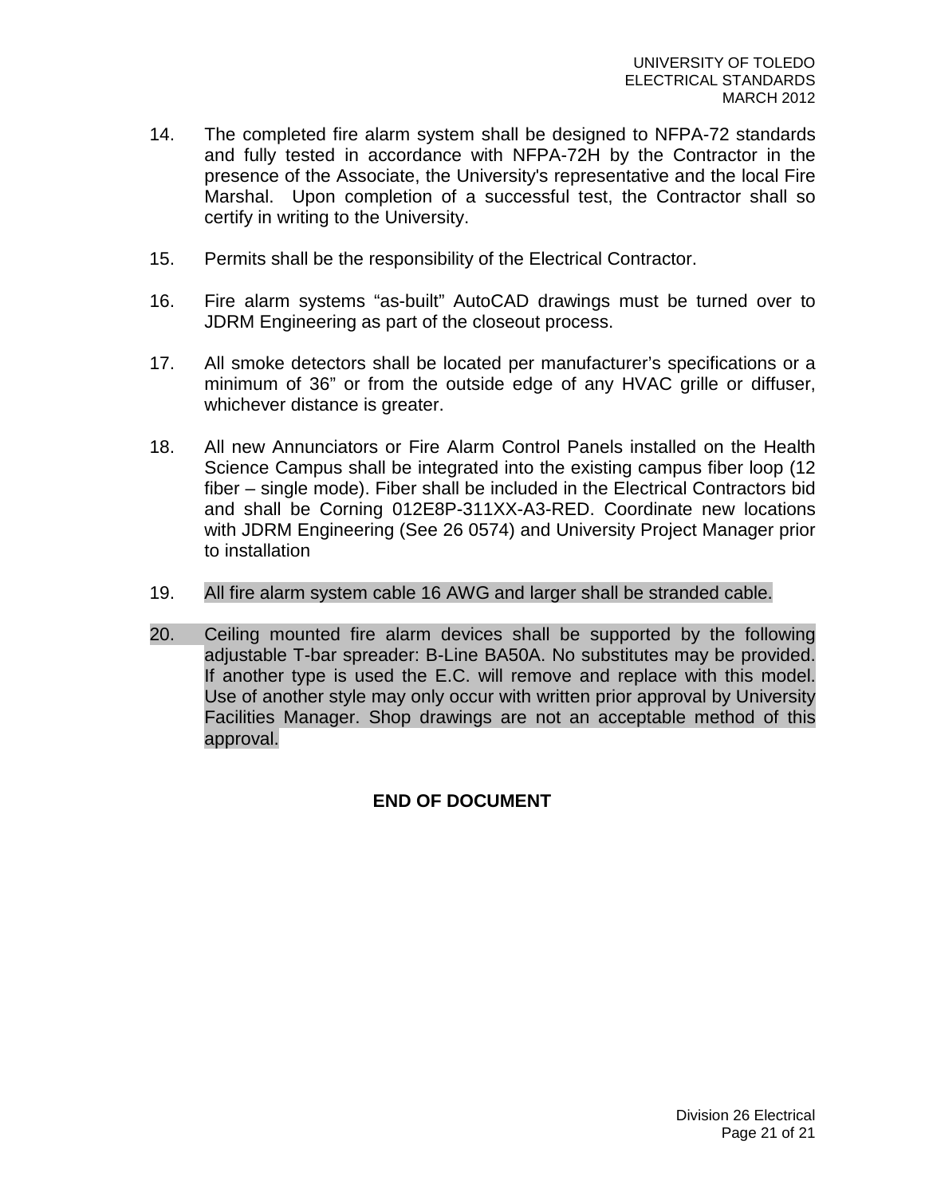14. The completed fire alarm system shall be designed to NFPA-72 standards and fully tested in accordance with NFPA-72H by the Contractor in the presence of the Associate, the University's representative and the local Fire Marshal. Upon completion of a successful test, the Contractor shall so certify in writing to the University.

15. Permits shall be the responsibility of the Electrical Contractor.

16. Fire alarm systems "as-built" AutoCAD drawings must be turned over to JDRM Engineering as part of the closeout process.

17. All smoke detectors shall be located per manufacturer's specifications or a minimum of 36" or from the outside edge of any HVAC grille or diffuser, whichever distance is greater.

18. All new Annunciators or Fire Alarm Control Panels installed on the Health Science Campus shall be integrated into the existing campus fiber loop (12 fiber – single mode). Fiber shall be included in the Electrical Contractors bid and shall be Corning 012E8P-311XX-A3-RED. Coordinate new locations with JDRM Engineering (See 26 0574) and University Project Manager prior to installation

19. All fire alarm system cable 16 AWG and larger shall be stranded cable.

20. Ceiling mounted fire alarm devices shall be supported by the following adjustable T-bar spreader: B-Line BA50A. No substitutes may be provided. If another type is used the E.C. will remove and replace with this model. Use of another style may only occur with written prior approval by University Facilities Manager. Shop drawings are not an acceptable method of this approval.

**END OF DOCUMENT**